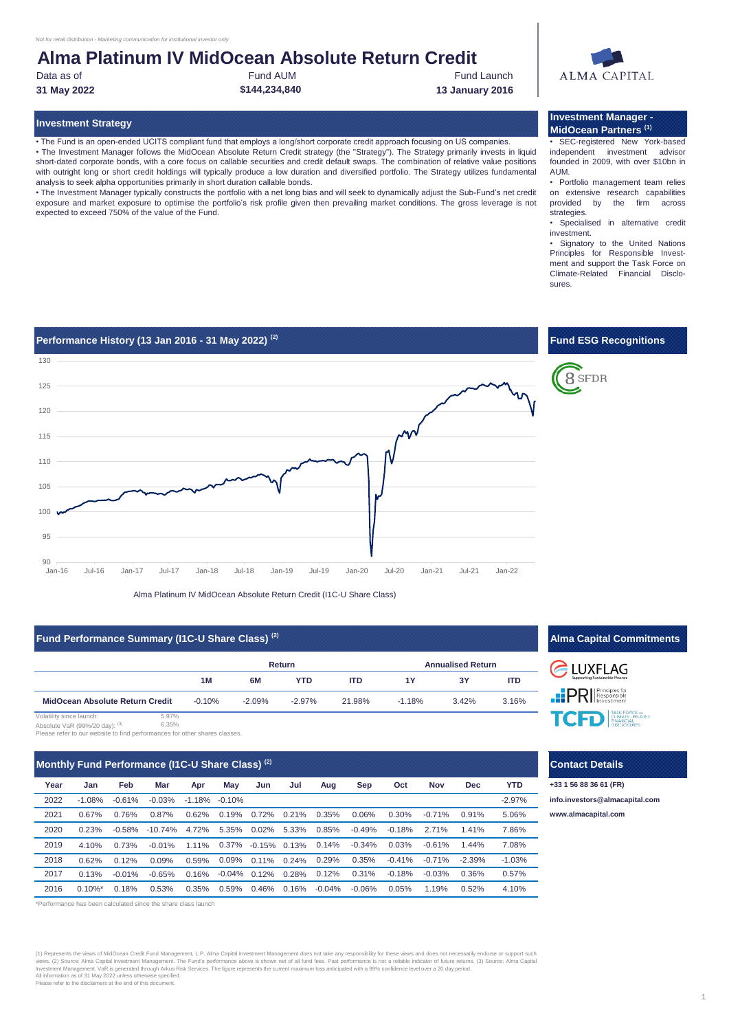*Not for retail distribution - Marketing communication for institutional investor only*

# Alma Platinum IV MidOcean Absolute Return Credit

| Data as of | Fund AUM | Fund Launch |
|---|---|---|
| **31 May 2022** | **$144,234,840** | **13 January 2016** |

ALMA CAPITAL

## Investment Strategy

• The Fund is an open-ended UCITS compliant fund that employs a long/short corporate credit approach focusing on US companies.

• The Investment Manager follows the MidOcean Absolute Return Credit strategy (the "Strategy"). The Strategy primarily invests in liquid short-dated corporate bonds, with a core focus on callable securities and credit default swaps. The combination of relative value positions with outright long or short credit holdings will typically produce a low duration and diversified portfolio. The Strategy utilizes fundamental analysis to seek alpha opportunities primarily in short duration callable bonds.

• The Investment Manager typically constructs the portfolio with a net long bias and will seek to dynamically adjust the Sub-Fund's net credit exposure and market exposure to optimise the portfolio's risk profile given then prevailing market conditions. The gross leverage is not expected to exceed 750% of the value of the Fund.

## Investment Manager - MidOcean Partners [(1)]

• SEC-registered New York-based independent investment advisor founded in 2009, with over $10bn in AUM.

• Portfolio management team relies on extensive research capabilities provided by the firm across strategies.

• Specialised in alternative credit investment.

• Signatory to the United Nations Principles for Responsible Investment and support the Task Force on Climate-Related Financial Disclosures.

## Performance History (13 Jan 2016 - 31 May 2022) [(2)]

Alma Platinum IV MidOcean Absolute Return Credit (I1C-U Share Class)

## Fund ESG Recognitions

8 SFDR

## Fund Performance Summary (I1C-U Share Class) [(2)]

| | Return | | | | Annualised Return | | |
|---|---|---|---|---|---|---|---|
| | 1M | 6M | YTD | ITD | 1Y | 3Y | ITD |
| **MidOcean Absolute Return Credit** | -0.10% | -2.09% | -2.97% | 21.98% | -1.18% | 3.42% | 3.16% |

Volatility since launch: 5.97%
Absolute VaR (99%/20 day): [(3)] 6.35%
Please refer to our website to find performances for other shares classes.

## Alma Capital Commitments

LUXFLAG, PRI – Principles for Responsible Investment, TCFD – Task Force on Climate-Related Financial Disclosures

## Monthly Fund Performance (I1C-U Share Class) [(2)]

| Year | Jan | Feb | Mar | Apr | May | Jun | Jul | Aug | Sep | Oct | Nov | Dec | YTD |
|---|---|---|---|---|---|---|---|---|---|---|---|---|---|
| 2022 | -1.08% | -0.61% | -0.03% | -1.18% | -0.10% | | | | | | | | -2.97% |
| 2021 | 0.67% | 0.76% | 0.87% | 0.62% | 0.19% | 0.72% | 0.21% | 0.35% | 0.06% | 0.30% | -0.71% | 0.91% | 5.06% |
| 2020 | 0.23% | -0.58% | -10.74% | 4.72% | 5.35% | 0.02% | 5.33% | 0.85% | -0.49% | -0.18% | 2.71% | 1.41% | 7.86% |
| 2019 | 4.10% | 0.73% | -0.01% | 1.11% | 0.37% | -0.15% | 0.13% | 0.14% | -0.34% | 0.03% | -0.61% | 1.44% | 7.08% |
| 2018 | 0.62% | 0.12% | 0.09% | 0.59% | 0.09% | 0.11% | 0.24% | 0.29% | 0.35% | -0.41% | -0.71% | -2.39% | -1.03% |
| 2017 | 0.13% | -0.01% | -0.65% | 0.16% | -0.04% | 0.12% | 0.28% | 0.12% | 0.31% | -0.18% | -0.03% | 0.36% | 0.57% |
| 2016 | 0.10%* | 0.18% | 0.53% | 0.35% | 0.59% | 0.46% | 0.16% | -0.04% | -0.06% | 0.05% | 1.19% | 0.52% | 4.10% |

*Performance has been calculated since the share class launch

## Contact Details

**+33 1 56 88 36 61 (FR)**

**info.investors@almacapital.com**

**www.almacapital.com**

(1) Represents the views of MidOcean Credit Fund Management, L.P. Alma Capital Investment Management does not take any responsibility for these views and does not necessarily endorse or support such views. (2) Source: Alma Capital Investment Management. The Fund's performance above is shown net of all fund fees. Past performance is not a reliable indicator of future returns. (3) Source: Alma Capital Investment Management. VaR is generated through Arkus Risk Services. The figure represents the current maximum loss anticipated with a 99% confidence level over a 20 day period.
All information as of 31 May 2022 unless otherwise specified.
Please refer to the disclaimers at the end of this document.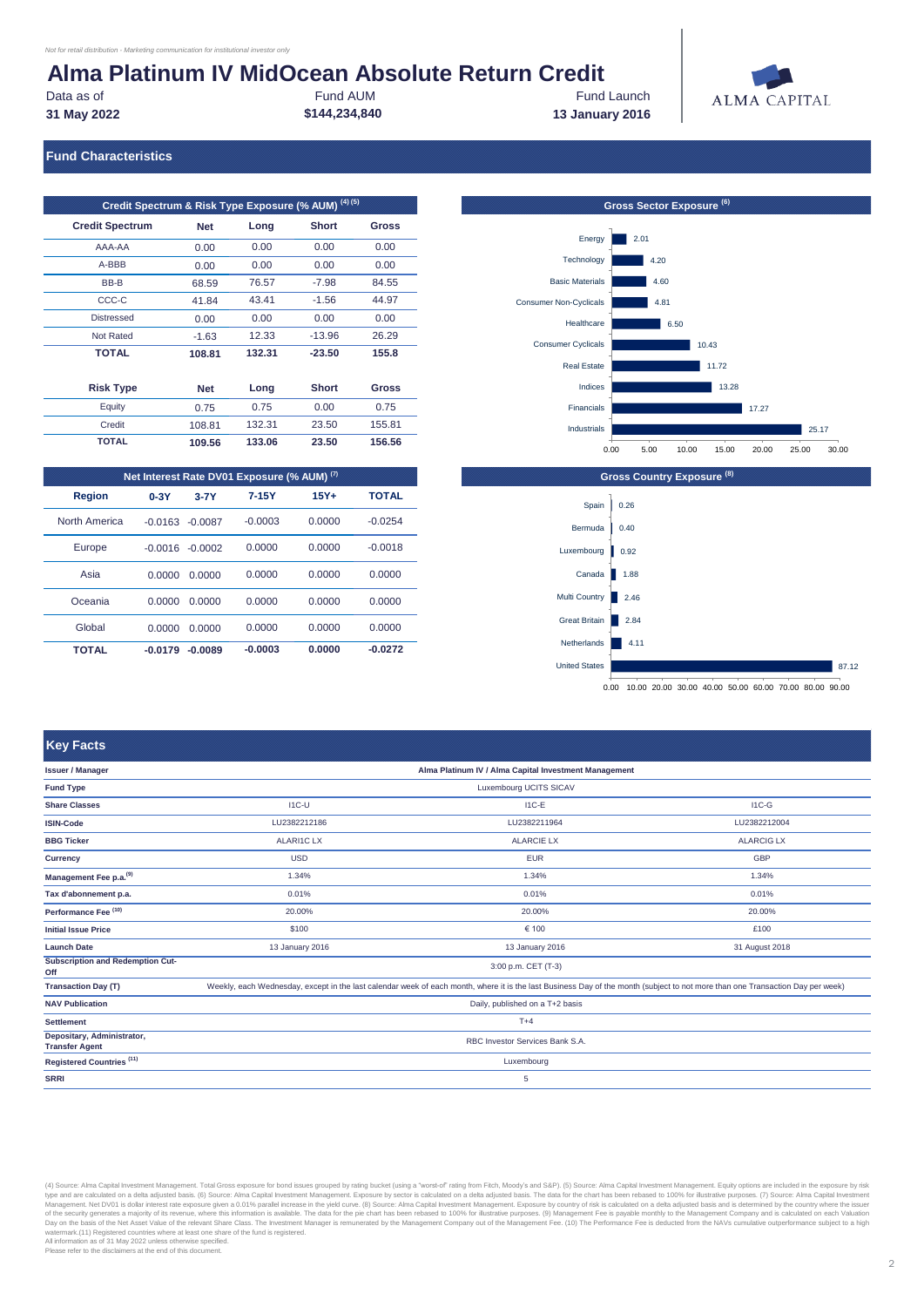*Not for retail distribution - Marketing communication for institutional investor only*

# Alma Platinum IV MidOcean Absolute Return Credit

| Data as of | Fund AUM | Fund Launch |
|---|---|---|
| **31 May 2022** | **$144,234,840** | **13 January 2016** |

ALMA CAPITAL

## Fund Characteristics

### Credit Spectrum & Risk Type Exposure (% AUM) (4) (5)

| Credit Spectrum | Net | Long | Short | Gross |
|---|---|---|---|---|
| AAA-AA | 0.00 | 0.00 | 0.00 | 0.00 |
| A-BBB | 0.00 | 0.00 | 0.00 | 0.00 |
| BB-B | 68.59 | 76.57 | -7.98 | 84.55 |
| CCC-C | 41.84 | 43.41 | -1.56 | 44.97 |
| Distressed | 0.00 | 0.00 | 0.00 | 0.00 |
| Not Rated | -1.63 | 12.33 | -13.96 | 26.29 |
| **TOTAL** | **108.81** | **132.31** | **-23.50** | **155.8** |

| Risk Type | Net | Long | Short | Gross |
|---|---|---|---|---|
| Equity | 0.75 | 0.75 | 0.00 | 0.75 |
| Credit | 108.81 | 132.31 | 23.50 | 155.81 |
| **TOTAL** | **109.56** | **133.06** | **23.50** | **156.56** |

### Gross Sector Exposure (6)

| Sector | Exposure |
|---|---|
| Energy | 2.01 |
| Technology | 4.20 |
| Basic Materials | 4.60 |
| Consumer Non-Cyclicals | 4.81 |
| Healthcare | 6.50 |
| Consumer Cyclicals | 10.43 |
| Real Estate | 11.72 |
| Indices | 13.28 |
| Financials | 17.27 |
| Industrials | 25.17 |

### Net Interest Rate DV01 Exposure (% AUM) (7)

| Region | 0-3Y | 3-7Y | 7-15Y | 15Y+ | TOTAL |
|---|---|---|---|---|---|
| North America | -0.0163 | -0.0087 | -0.0003 | 0.0000 | -0.0254 |
| Europe | -0.0016 | -0.0002 | 0.0000 | 0.0000 | -0.0018 |
| Asia | 0.0000 | 0.0000 | 0.0000 | 0.0000 | 0.0000 |
| Oceania | 0.0000 | 0.0000 | 0.0000 | 0.0000 | 0.0000 |
| Global | 0.0000 | 0.0000 | 0.0000 | 0.0000 | 0.0000 |
| **TOTAL** | **-0.0179** | **-0.0089** | **-0.0003** | **0.0000** | **-0.0272** |

### Gross Country Exposure (8)

| Country | Exposure |
|---|---|
| Spain | 0.26 |
| Bermuda | 0.40 |
| Luxembourg | 0.92 |
| Canada | 1.88 |
| Multi Country | 2.46 |
| Great Britain | 2.84 |
| Netherlands | 4.11 |
| United States | 87.12 |

## Key Facts

| | | | |
|---|---|---|---|
| **Issuer / Manager** | Alma Platinum IV / Alma Capital Investment Management | | |
| **Fund Type** | Luxembourg UCITS SICAV | | |
| **Share Classes** | I1C-U | I1C-E | I1C-G |
| **ISIN-Code** | LU2382212186 | LU2382211964 | LU2382212004 |
| **BBG Ticker** | ALARI1C LX | ALARCIE LX | ALARCIG LX |
| **Currency** | USD | EUR | GBP |
| **Management Fee p.a. (9)** | 1.34% | 1.34% | 1.34% |
| **Tax d'abonnement p.a.** | 0.01% | 0.01% | 0.01% |
| **Performance Fee (10)** | 20.00% | 20.00% | 20.00% |
| **Initial Issue Price** | $100 | € 100 | £100 |
| **Launch Date** | 13 January 2016 | 13 January 2016 | 31 August 2018 |
| **Subscription and Redemption Cut-Off** | 3:00 p.m. CET (T-3) | | |
| **Transaction Day (T)** | Weekly, each Wednesday, except in the last calendar week of each month, where it is the last Business Day of the month (subject to not more than one Transaction Day per week) | | |
| **NAV Publication** | Daily, published on a T+2 basis | | |
| **Settlement** | T+4 | | |
| **Depositary, Administrator, Transfer Agent** | RBC Investor Services Bank S.A. | | |
| **Registered Countries (11)** | Luxembourg | | |
| **SRRI** | 5 | | |

(4) Source: Alma Capital Investment Management. Total Gross exposure for bond issues grouped by rating bucket (using a "worst-of" rating from Fitch, Moody's and S&P). (5) Source: Alma Capital Investment Management. Equity options are included in the exposure by risk type and are calculated on a delta adjusted basis. (6) Source: Alma Capital Investment Management. Exposure by sector is calculated on a delta adjusted basis. The data for the chart has been rebased to 100% for illustrative purposes. (7) Source: Alma Capital Investment Management. Net DV01 is dollar interest rate exposure given a 0.01% parallel increase in the yield curve. (8) Source: Alma Capital Investment Management. Exposure by country of risk is calculated on a delta adjusted basis and is determined by the country where the issuer of the security generates a majority of its revenue, where this information is available. The data for the pie chart has been rebased to 100% for illustrative purposes. (9) Management Fee is payable monthly to the Management Company and is calculated on each Valuation Day on the basis of the Net Asset Value of the relevant Share Class. The Investment Manager is remunerated by the Management Company out of the Management Fee. (10) The Performance Fee is deducted from the NAVs cumulative outperformance subject to a high watermark.(11) Registered countries where at least one share of the fund is registered.
All information as of 31 May 2022 unless otherwise specified.
Please refer to the disclaimers at the end of this document.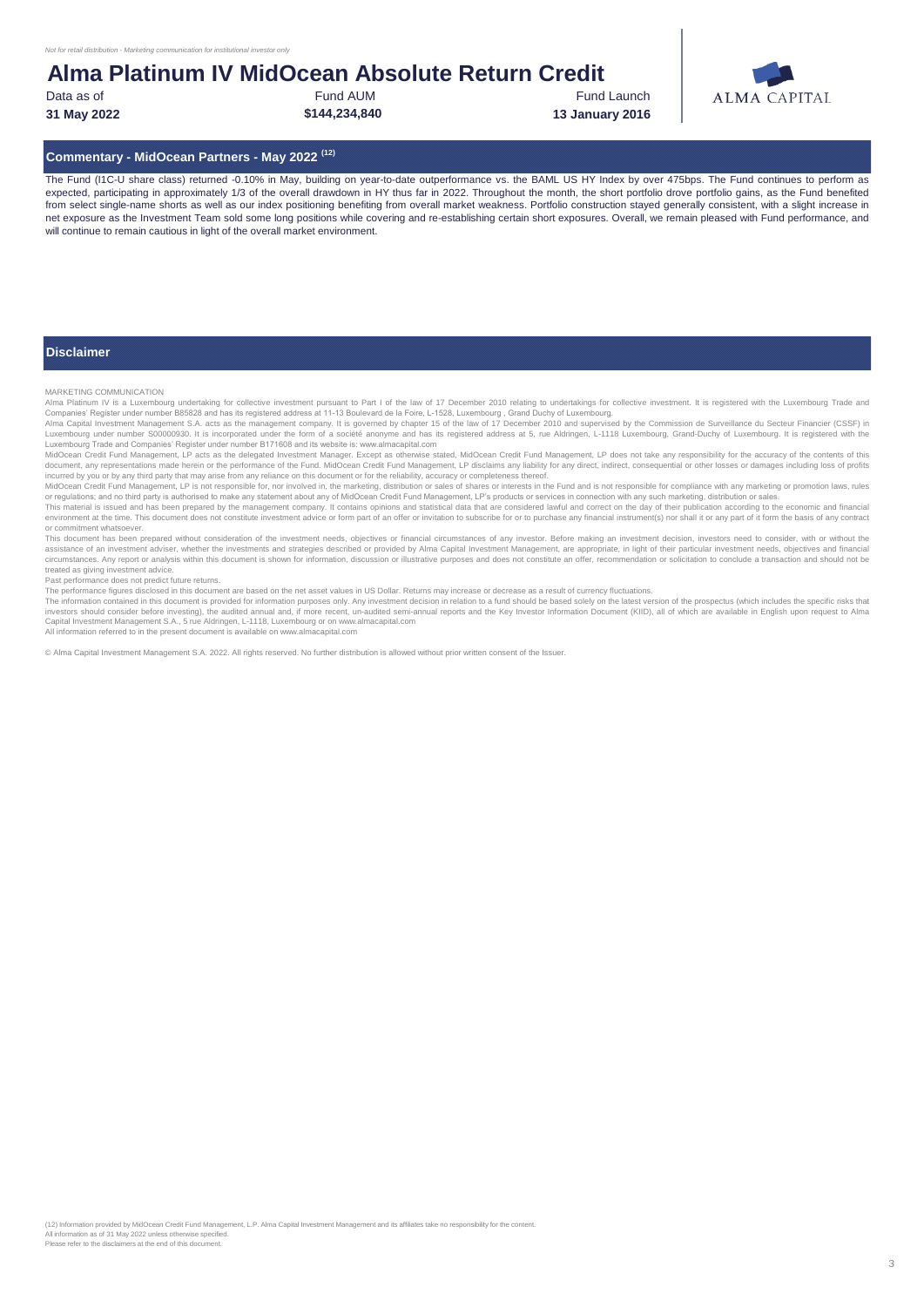*Not for retail distribution - Marketing communication for institutional investor only*

# Alma Platinum IV MidOcean Absolute Return Credit

| Data as of | Fund AUM | Fund Launch |
|---|---|---|
| **31 May 2022** | **$144,234,840** | **13 January 2016** |

ALMA CAPITAL

## Commentary - MidOcean Partners - May 2022 (12)

The Fund (I1C-U share class) returned -0.10% in May, building on year-to-date outperformance vs. the BAML US HY Index by over 475bps. The Fund continues to perform as expected, participating in approximately 1/3 of the overall drawdown in HY thus far in 2022. Throughout the month, the short portfolio drove portfolio gains, as the Fund benefited from select single-name shorts as well as our index positioning benefiting from overall market weakness. Portfolio construction stayed generally consistent, with a slight increase in net exposure as the Investment Team sold some long positions while covering and re-establishing certain short exposures. Overall, we remain pleased with Fund performance, and will continue to remain cautious in light of the overall market environment.

## Disclaimer

MARKETING COMMUNICATION

Alma Platinum IV is a Luxembourg undertaking for collective investment pursuant to Part I of the law of 17 December 2010 relating to undertakings for collective investment. It is registered with the Luxembourg Trade and Companies' Register under number B85828 and has its registered address at 11-13 Boulevard de la Foire, L-1528, Luxembourg , Grand Duchy of Luxembourg.

Alma Capital Investment Management S.A. acts as the management company. It is governed by chapter 15 of the law of 17 December 2010 and supervised by the Commission de Surveillance du Secteur Financier (CSSF) in Luxembourg under number S00000930. It is incorporated under the form of a société anonyme and has its registered address at 5, rue Aldringen, L-1118 Luxembourg, Grand-Duchy of Luxembourg. It is registered with the Luxembourg Trade and Companies' Register under number B171608 and its website is: www.almacapital.com

MidOcean Credit Fund Management, LP acts as the delegated Investment Manager. Except as otherwise stated, MidOcean Credit Fund Management, LP does not take any responsibility for the accuracy of the contents of this document, any representations made herein or the performance of the Fund. MidOcean Credit Fund Management, LP disclaims any liability for any direct, indirect, consequential or other losses or damages including loss of profits incurred by you or by any third party that may arise from any reliance on this document or for the reliability, accuracy or completeness thereof.

MidOcean Credit Fund Management, LP is not responsible for, nor involved in, the marketing, distribution or sales of shares or interests in the Fund and is not responsible for compliance with any marketing or promotion laws, rules or regulations; and no third party is authorised to make any statement about any of MidOcean Credit Fund Management, LP's products or services in connection with any such marketing, distribution or sales.

This material is issued and has been prepared by the management company. It contains opinions and statistical data that are considered lawful and correct on the day of their publication according to the economic and financial environment at the time. This document does not constitute investment advice or form part of an offer or invitation to subscribe for or to purchase any financial instrument(s) nor shall it or any part of it form the basis of any contract or commitment whatsoever.

This document has been prepared without consideration of the investment needs, objectives or financial circumstances of any investor. Before making an investment decision, investors need to consider, with or without the assistance of an investment adviser, whether the investments and strategies described or provided by Alma Capital Investment Management, are appropriate, in light of their particular investment needs, objectives and financial circumstances. Any report or analysis within this document is shown for information, discussion or illustrative purposes and does not constitute an offer, recommendation or solicitation to conclude a transaction and should not be treated as giving investment advice.

Past performance does not predict future returns.

The performance figures disclosed in this document are based on the net asset values in US Dollar. Returns may increase or decrease as a result of currency fluctuations.

The information contained in this document is provided for information purposes only. Any investment decision in relation to a fund should be based solely on the latest version of the prospectus (which includes the specific risks that investors should consider before investing), the audited annual and, if more recent, un-audited semi-annual reports and the Key Investor Information Document (KIID), all of which are available in English upon request to Alma Capital Investment Management S.A., 5 rue Aldringen, L-1118, Luxembourg or on www.almacapital.com

All information referred to in the present document is available on www.almacapital.com

© Alma Capital Investment Management S.A. 2022. All rights reserved. No further distribution is allowed without prior written consent of the Issuer.

(12) Information provided by MidOcean Credit Fund Management, L.P. Alma Capital Investment Management and its affiliates take no responsibility for the content.
All information as of 31 May 2022 unless otherwise specified.
Please refer to the disclaimers at the end of this document.